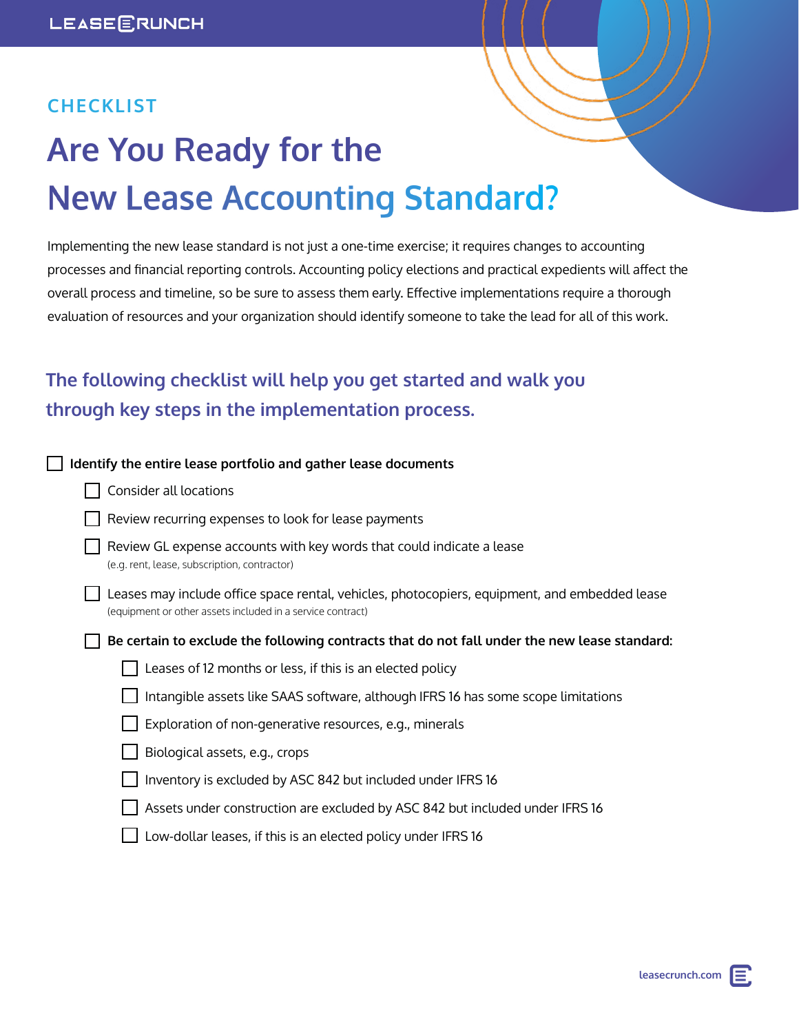LEASECRUNCH

CHECKLIST

# Are You Ready for the New Lease Accounting Standard?

Implementing the new lease standard is not just a one-time exercise; it requires changes to accounting processes and financial reporting controls. Accounting policy elections and practical expedients will affect the overall process and timeline, so be sure to assess them early. Effective implementations require a thorough evaluation of resources and your organization should identify someone to take the lead for all of this work.

## The following checklist will help you get started and walk you through key steps in the implementation process.

- [ ] **Identify the entire lease portfolio and gather lease documents**
  - [ ] Consider all locations
  - [ ] Review recurring expenses to look for lease payments
  - [ ] Review GL expense accounts with key words that could indicate a lease (e.g. rent, lease, subscription, contractor)
  - [ ] Leases may include office space rental, vehicles, photocopiers, equipment, and embedded lease (equipment or other assets included in a service contract)
  - [ ] **Be certain to exclude the following contracts that do not fall under the new lease standard:**
    - [ ] Leases of 12 months or less, if this is an elected policy
    - [ ] Intangible assets like SAAS software, although IFRS 16 has some scope limitations
    - [ ] Exploration of non-generative resources, e.g., minerals
    - [ ] Biological assets, e.g., crops
    - [ ] Inventory is excluded by ASC 842 but included under IFRS 16
    - [ ] Assets under construction are excluded by ASC 842 but included under IFRS 16
    - [ ] Low-dollar leases, if this is an elected policy under IFRS 16

leasecrunch.com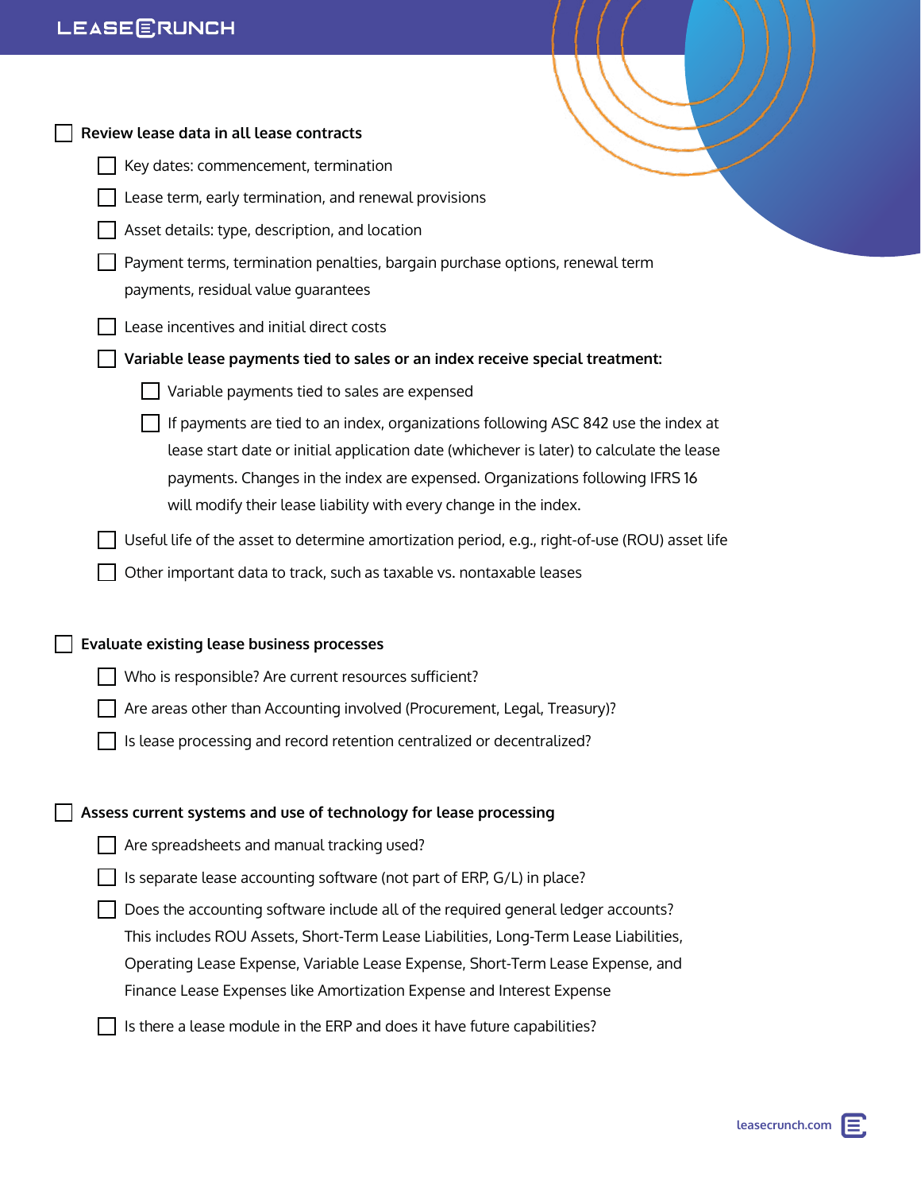- [ ] **Review lease data in all lease contracts**
    - [ ] Key dates: commencement, termination
    - [ ] Lease term, early termination, and renewal provisions
    - [ ] Asset details: type, description, and location
    - [ ] Payment terms, termination penalties, bargain purchase options, renewal term payments, residual value guarantees
    - [ ] Lease incentives and initial direct costs
    - [ ] **Variable lease payments tied to sales or an index receive special treatment:**
        - [ ] Variable payments tied to sales are expensed
        - [ ] If payments are tied to an index, organizations following ASC 842 use the index at lease start date or initial application date (whichever is later) to calculate the lease payments. Changes in the index are expensed. Organizations following IFRS 16 will modify their lease liability with every change in the index.
    - [ ] Useful life of the asset to determine amortization period, e.g., right-of-use (ROU) asset life
    - [ ] Other important data to track, such as taxable vs. nontaxable leases

- [ ] **Evaluate existing lease business processes**
    - [ ] Who is responsible? Are current resources sufficient?
    - [ ] Are areas other than Accounting involved (Procurement, Legal, Treasury)?
    - [ ] Is lease processing and record retention centralized or decentralized?

- [ ] **Assess current systems and use of technology for lease processing**
    - [ ] Are spreadsheets and manual tracking used?
    - [ ] Is separate lease accounting software (not part of ERP, G/L) in place?
    - [ ] Does the accounting software include all of the required general ledger accounts? This includes ROU Assets, Short-Term Lease Liabilities, Long-Term Lease Liabilities, Operating Lease Expense, Variable Lease Expense, Short-Term Lease Expense, and Finance Lease Expenses like Amortization Expense and Interest Expense
    - [ ] Is there a lease module in the ERP and does it have future capabilities?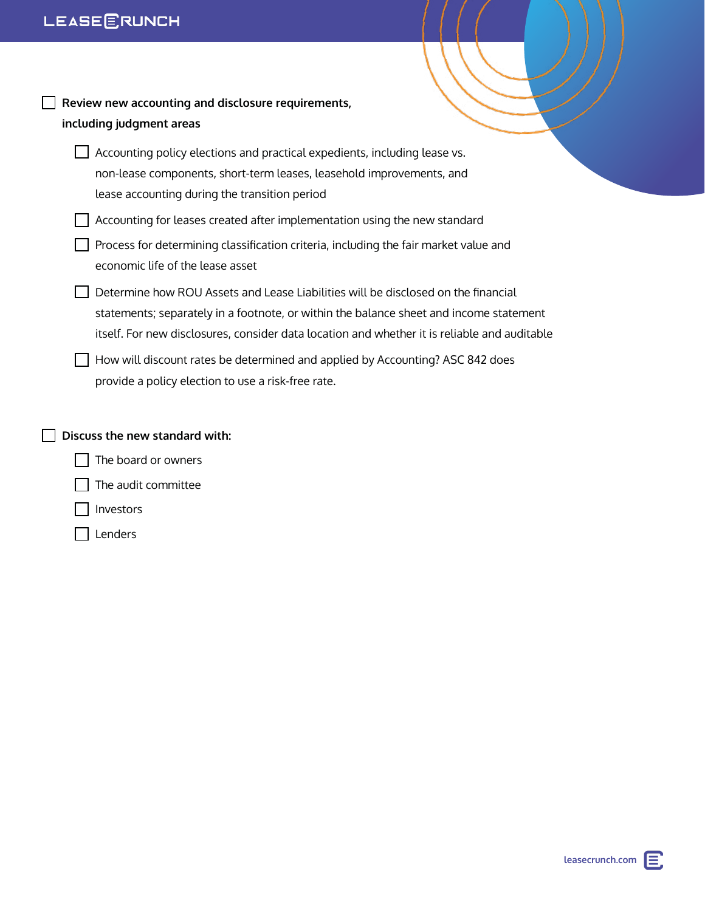- [ ] **Review new accounting and disclosure requirements, including judgment areas**
    - [ ] Accounting policy elections and practical expedients, including lease vs. non-lease components, short-term leases, leasehold improvements, and lease accounting during the transition period
    - [ ] Accounting for leases created after implementation using the new standard
    - [ ] Process for determining classification criteria, including the fair market value and economic life of the lease asset
    - [ ] Determine how ROU Assets and Lease Liabilities will be disclosed on the financial statements; separately in a footnote, or within the balance sheet and income statement itself. For new disclosures, consider data location and whether it is reliable and auditable
    - [ ] How will discount rates be determined and applied by Accounting? ASC 842 does provide a policy election to use a risk-free rate.

- [ ] **Discuss the new standard with:**
    - [ ] The board or owners
    - [ ] The audit committee
    - [ ] Investors
    - [ ] Lenders